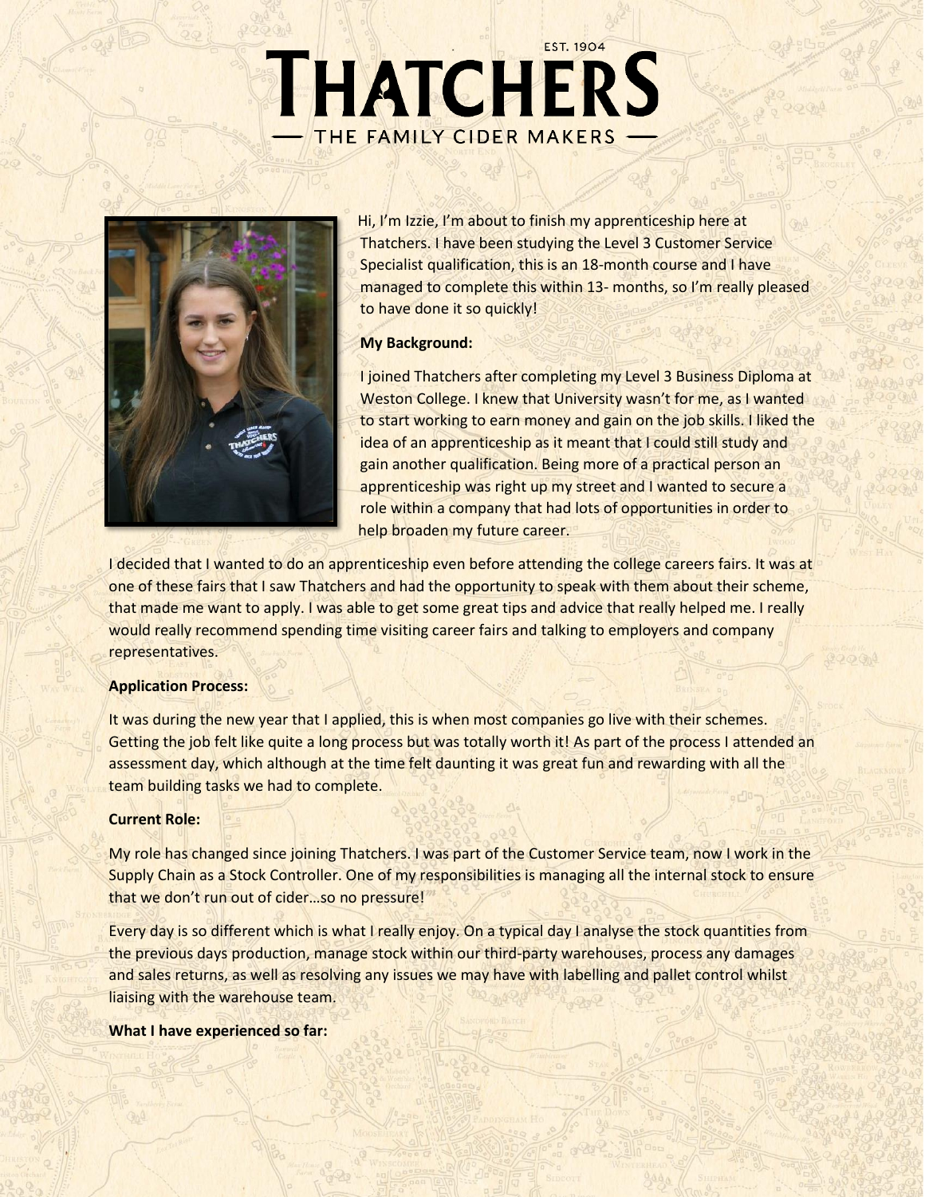# THATCHERS

EST. 1904

THE FAMILY CIDER MAKERS

Hi, I'm Izzie, I'm about to finish my apprenticeship here at Thatchers. I have been studying the Level 3 Customer Service Specialist qualification, this is an 18-month course and I have managed to complete this within 13- months, so I'm really pleased to have done it so quickly!

**My Background:**

I joined Thatchers after completing my Level 3 Business Diploma at Weston College. I knew that University wasn't for me, as I wanted to start working to earn money and gain on the job skills. I liked the idea of an apprenticeship as it meant that I could still study and gain another qualification. Being more of a practical person an apprenticeship was right up my street and I wanted to secure a role within a company that had lots of opportunities in order to help broaden my future career.

I decided that I wanted to do an apprenticeship even before attending the college careers fairs. It was at one of these fairs that I saw Thatchers and had the opportunity to speak with them about their scheme, that made me want to apply. I was able to get some great tips and advice that really helped me. I really would really recommend spending time visiting career fairs and talking to employers and company representatives.

**Application Process:**

It was during the new year that I applied, this is when most companies go live with their schemes. Getting the job felt like quite a long process but was totally worth it! As part of the process I attended an assessment day, which although at the time felt daunting it was great fun and rewarding with all the team building tasks we had to complete.

**Current Role:**

My role has changed since joining Thatchers. I was part of the Customer Service team, now I work in the Supply Chain as a Stock Controller. One of my responsibilities is managing all the internal stock to ensure that we don't run out of cider…so no pressure!

Every day is so different which is what I really enjoy. On a typical day I analyse the stock quantities from the previous days production, manage stock within our third-party warehouses, process any damages and sales returns, as well as resolving any issues we may have with labelling and pallet control whilst liaising with the warehouse team.

**What I have experienced so far:**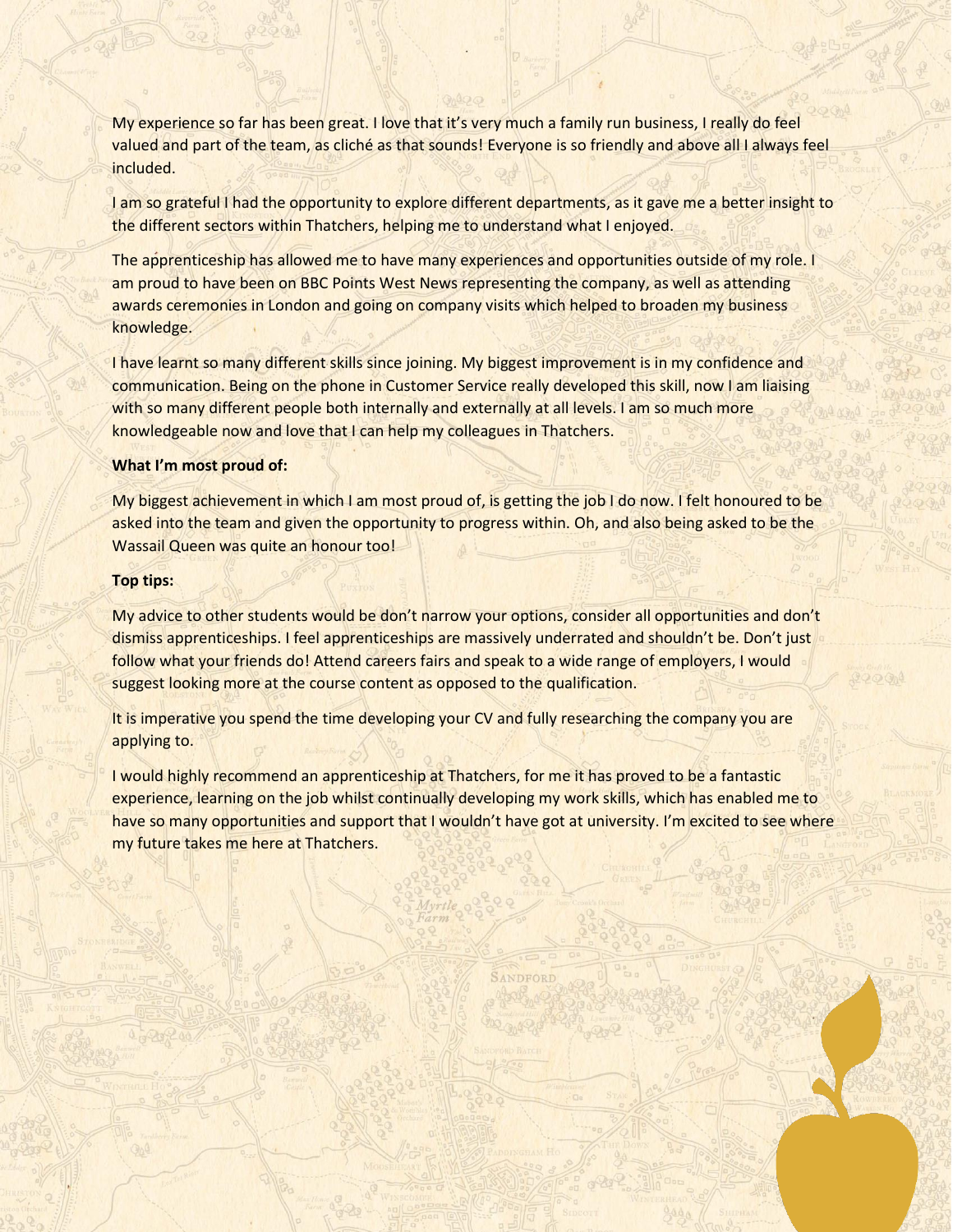My experience so far has been great. I love that it's very much a family run business, I really do feel valued and part of the team, as cliché as that sounds! Everyone is so friendly and above all I always feel included.

I am so grateful I had the opportunity to explore different departments, as it gave me a better insight to the different sectors within Thatchers, helping me to understand what I enjoyed.

The apprenticeship has allowed me to have many experiences and opportunities outside of my role. I am proud to have been on BBC Points West News representing the company, as well as attending awards ceremonies in London and going on company visits which helped to broaden my business knowledge.

I have learnt so many different skills since joining. My biggest improvement is in my confidence and communication. Being on the phone in Customer Service really developed this skill, now I am liaising with so many different people both internally and externally at all levels. I am so much more knowledgeable now and love that I can help my colleagues in Thatchers.

**What I'm most proud of:**

My biggest achievement in which I am most proud of, is getting the job I do now. I felt honoured to be asked into the team and given the opportunity to progress within. Oh, and also being asked to be the Wassail Queen was quite an honour too!

**Top tips:**

My advice to other students would be don't narrow your options, consider all opportunities and don't dismiss apprenticeships. I feel apprenticeships are massively underrated and shouldn't be. Don't just follow what your friends do! Attend careers fairs and speak to a wide range of employers, I would suggest looking more at the course content as opposed to the qualification.

It is imperative you spend the time developing your CV and fully researching the company you are applying to.

I would highly recommend an apprenticeship at Thatchers, for me it has proved to be a fantastic experience, learning on the job whilst continually developing my work skills, which has enabled me to have so many opportunities and support that I wouldn't have got at university. I'm excited to see where my future takes me here at Thatchers.